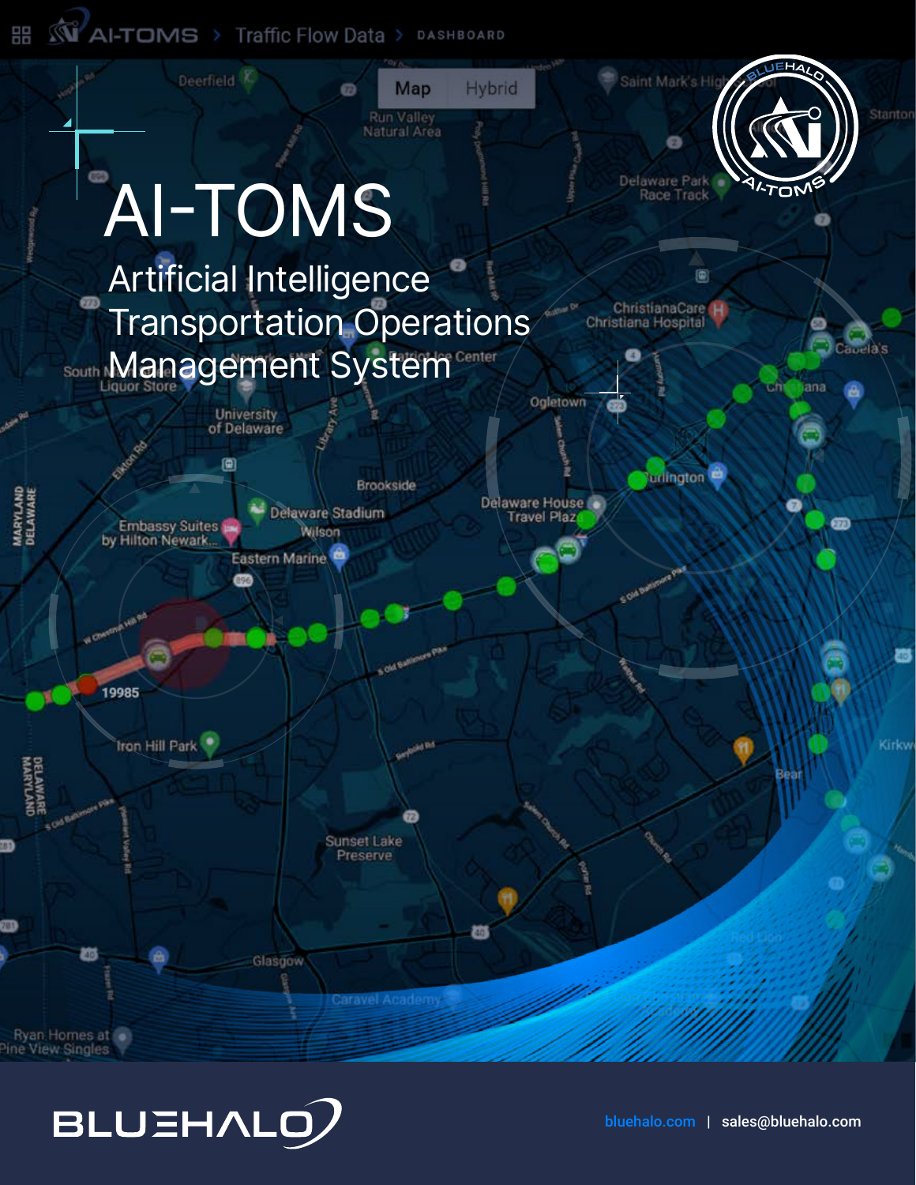# AI-TOMS

## Artificial Intelligence Transportation Operations Management System

bluehalo.com | sales@bluehalo.com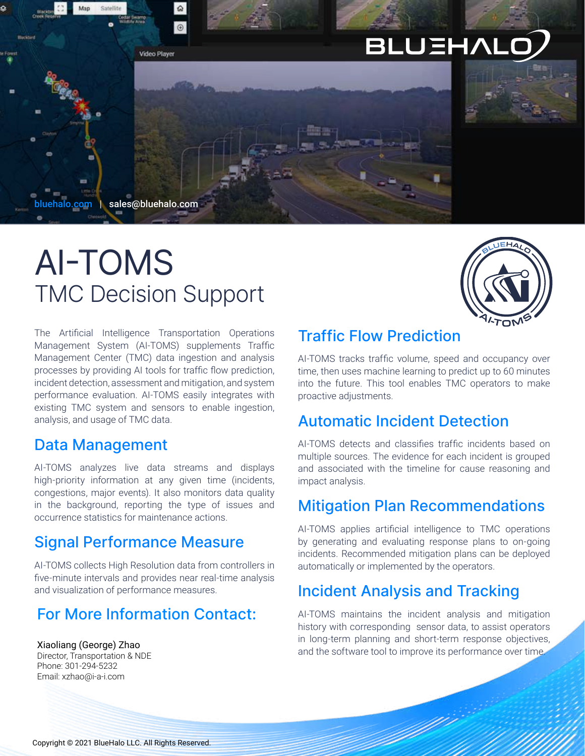bluehalo.com | sales@bluehalo.com

# AI-TOMS

## TMC Decision Support

The Artificial Intelligence Transportation Operations Management System (AI-TOMS) supplements Traffic Management Center (TMC) data ingestion and analysis processes by providing AI tools for traffic flow prediction, incident detection, assessment and mitigation, and system performance evaluation. AI-TOMS easily integrates with existing TMC system and sensors to enable ingestion, analysis, and usage of TMC data.

### Data Management

AI-TOMS analyzes live data streams and displays high-priority information at any given time (incidents, congestions, major events). It also monitors data quality in the background, reporting the type of issues and occurrence statistics for maintenance actions.

### Signal Performance Measure

AI-TOMS collects High Resolution data from controllers in five-minute intervals and provides near real-time analysis and visualization of performance measures.

### For More Information Contact:

Xiaoliang (George) Zhao
Director, Transportation & NDE
Phone: 301-294-5232
Email: xzhao@i-a-i.com

### Traffic Flow Prediction

AI-TOMS tracks traffic volume, speed and occupancy over time, then uses machine learning to predict up to 60 minutes into the future. This tool enables TMC operators to make proactive adjustments.

### Automatic Incident Detection

AI-TOMS detects and classifies traffic incidents based on multiple sources. The evidence for each incident is grouped and associated with the timeline for cause reasoning and impact analysis.

### Mitigation Plan Recommendations

AI-TOMS applies artificial intelligence to TMC operations by generating and evaluating response plans to on-going incidents. Recommended mitigation plans can be deployed automatically or implemented by the operators.

### Incident Analysis and Tracking

AI-TOMS maintains the incident analysis and mitigation history with corresponding sensor data, to assist operators in long-term planning and short-term response objectives, and the software tool to improve its performance over time.

Copyright © 2021 BlueHalo LLC. All Rights Reserved.